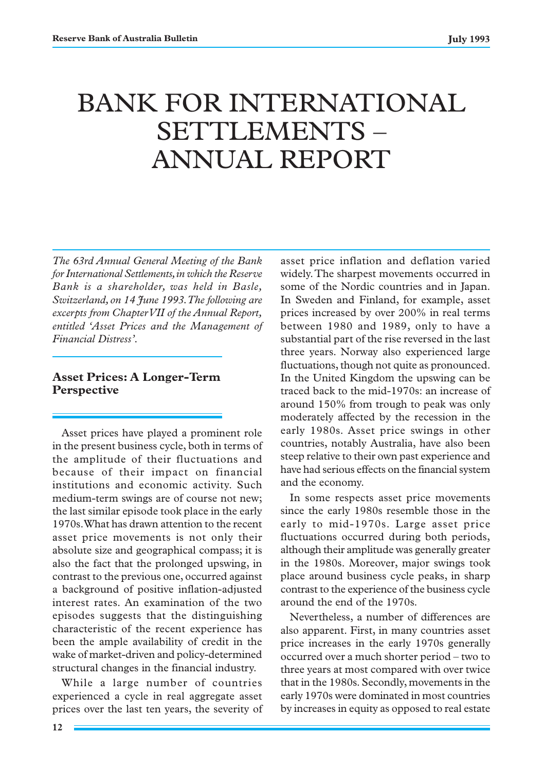# BANK FOR INTERNATIONAL SETTLEMENTS – ANNUAL REPORT

*The 63rd Annual General Meeting of the Bank for International Settlements, in which the Reserve Bank is a shareholder, was held in Basle, Switzerland, on 14 June 1993. The following are excerpts from Chapter VII of the Annual Report, entitled 'Asset Prices and the Management of Financial Distress'.*

## Asset Prices: A Longer-Term Perspective

Asset prices have played a prominent role in the present business cycle, both in terms of the amplitude of their fluctuations and because of their impact on financial institutions and economic activity. Such medium-term swings are of course not new; the last similar episode took place in the early 1970s. What has drawn attention to the recent asset price movements is not only their absolute size and geographical compass; it is also the fact that the prolonged upswing, in contrast to the previous one, occurred against a background of positive inflation-adjusted interest rates. An examination of the two episodes suggests that the distinguishing characteristic of the recent experience has been the ample availability of credit in the wake of market-driven and policy-determined structural changes in the financial industry.

While a large number of countries experienced a cycle in real aggregate asset prices over the last ten years, the severity of asset price inflation and deflation varied widely. The sharpest movements occurred in some of the Nordic countries and in Japan. In Sweden and Finland, for example, asset prices increased by over 200% in real terms between 1980 and 1989, only to have a substantial part of the rise reversed in the last three years. Norway also experienced large fluctuations, though not quite as pronounced. In the United Kingdom the upswing can be traced back to the mid-1970s: an increase of around 150% from trough to peak was only moderately affected by the recession in the early 1980s. Asset price swings in other countries, notably Australia, have also been steep relative to their own past experience and have had serious effects on the financial system and the economy.

In some respects asset price movements since the early 1980s resemble those in the early to mid-1970s. Large asset price fluctuations occurred during both periods, although their amplitude was generally greater in the 1980s. Moreover, major swings took place around business cycle peaks, in sharp contrast to the experience of the business cycle around the end of the 1970s.

Nevertheless, a number of differences are also apparent. First, in many countries asset price increases in the early 1970s generally occurred over a much shorter period – two to three years at most compared with over twice that in the 1980s. Secondly, movements in the early 1970s were dominated in most countries by increases in equity as opposed to real estate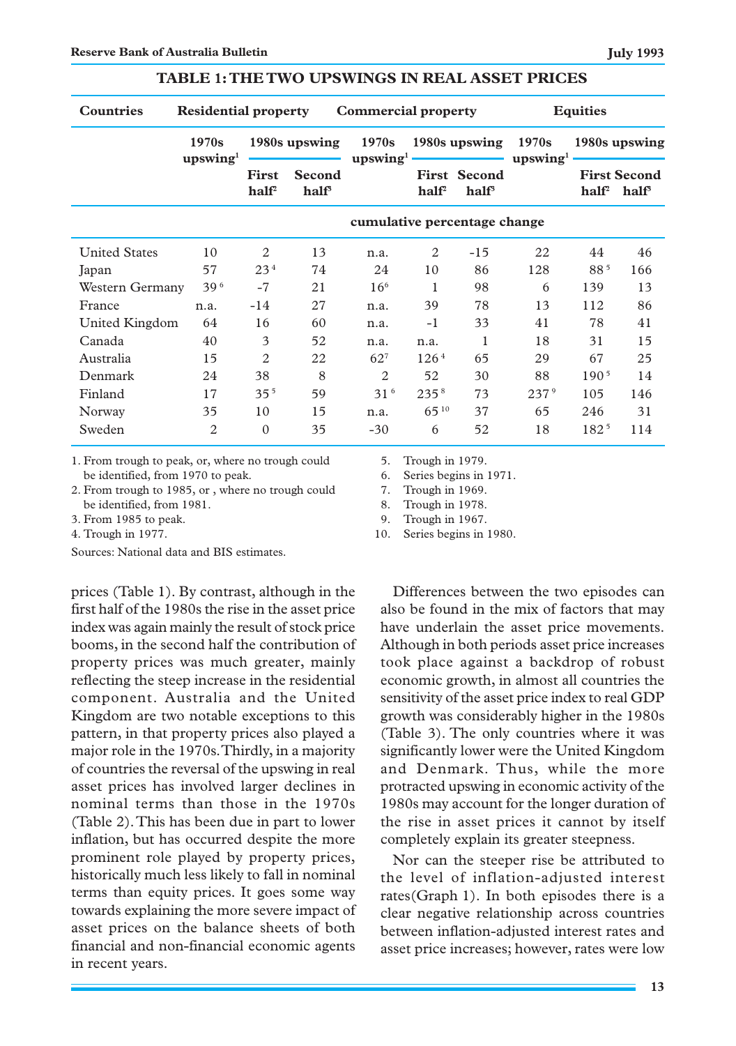## TABLE 1: THE TWO UPSWINGS IN REAL ASSET PRICES

| Countries | Residential property | | | Commercial property | | | Equities | | |
|---|---|---|---|---|---|---|---|---|---|
| | 1970s upswing[1] | 1980s upswing | | 1970s upswing[1] | 1980s upswing | | 1970s upswing[1] | 1980s upswing | |
| | | First half[2] | Second half[3] | | First half[2] | Second half[3] | | First half[2] | Second half[3] |
| | cumulative percentage change | | | | | | | | |
| United States | 10 | 2 | 13 | n.a. | 2 | -15 | 22 | 44 | 46 |
| Japan | 57 | 23[4] | 74 | 24 | 10 | 86 | 128 | 88[5] | 166 |
| Western Germany | 39[6] | -7 | 21 | 16[6] | 1 | 98 | 6 | 139 | 13 |
| France | n.a. | -14 | 27 | n.a. | 39 | 78 | 13 | 112 | 86 |
| United Kingdom | 64 | 16 | 60 | n.a. | -1 | 33 | 41 | 78 | 41 |
| Canada | 40 | 3 | 52 | n.a. | n.a. | 1 | 18 | 31 | 15 |
| Australia | 15 | 2 | 22 | 62[7] | 126[4] | 65 | 29 | 67 | 25 |
| Denmark | 24 | 38 | 8 | 2 | 52 | 30 | 88 | 190[5] | 14 |
| Finland | 17 | 35[5] | 59 | 31[6] | 235[8] | 73 | 237[9] | 105 | 146 |
| Norway | 35 | 10 | 15 | n.a. | 65[10] | 37 | 65 | 246 | 31 |
| Sweden | 2 | 0 | 35 | -30 | 6 | 52 | 18 | 182[5] | 114 |

1. From trough to peak, or, where no trough could be identified, from 1970 to peak.
2. From trough to 1985, or , where no trough could be identified, from 1981.
3. From 1985 to peak.
4. Trough in 1977.
5. Trough in 1979.
6. Series begins in 1971.
7. Trough in 1969.
8. Trough in 1978.
9. Trough in 1967.
10. Series begins in 1980.

Sources: National data and BIS estimates.

prices (Table 1). By contrast, although in the first half of the 1980s the rise in the asset price index was again mainly the result of stock price booms, in the second half the contribution of property prices was much greater, mainly reflecting the steep increase in the residential component. Australia and the United Kingdom are two notable exceptions to this pattern, in that property prices also played a major role in the 1970s. Thirdly, in a majority of countries the reversal of the upswing in real asset prices has involved larger declines in nominal terms than those in the 1970s (Table 2). This has been due in part to lower inflation, but has occurred despite the more prominent role played by property prices, historically much less likely to fall in nominal terms than equity prices. It goes some way towards explaining the more severe impact of asset prices on the balance sheets of both financial and non-financial economic agents in recent years.

Differences between the two episodes can also be found in the mix of factors that may have underlain the asset price movements. Although in both periods asset price increases took place against a backdrop of robust economic growth, in almost all countries the sensitivity of the asset price index to real GDP growth was considerably higher in the 1980s (Table 3). The only countries where it was significantly lower were the United Kingdom and Denmark. Thus, while the more protracted upswing in economic activity of the 1980s may account for the longer duration of the rise in asset prices it cannot by itself completely explain its greater steepness.

Nor can the steeper rise be attributed to the level of inflation-adjusted interest rates(Graph 1). In both episodes there is a clear negative relationship across countries between inflation-adjusted interest rates and asset price increases; however, rates were low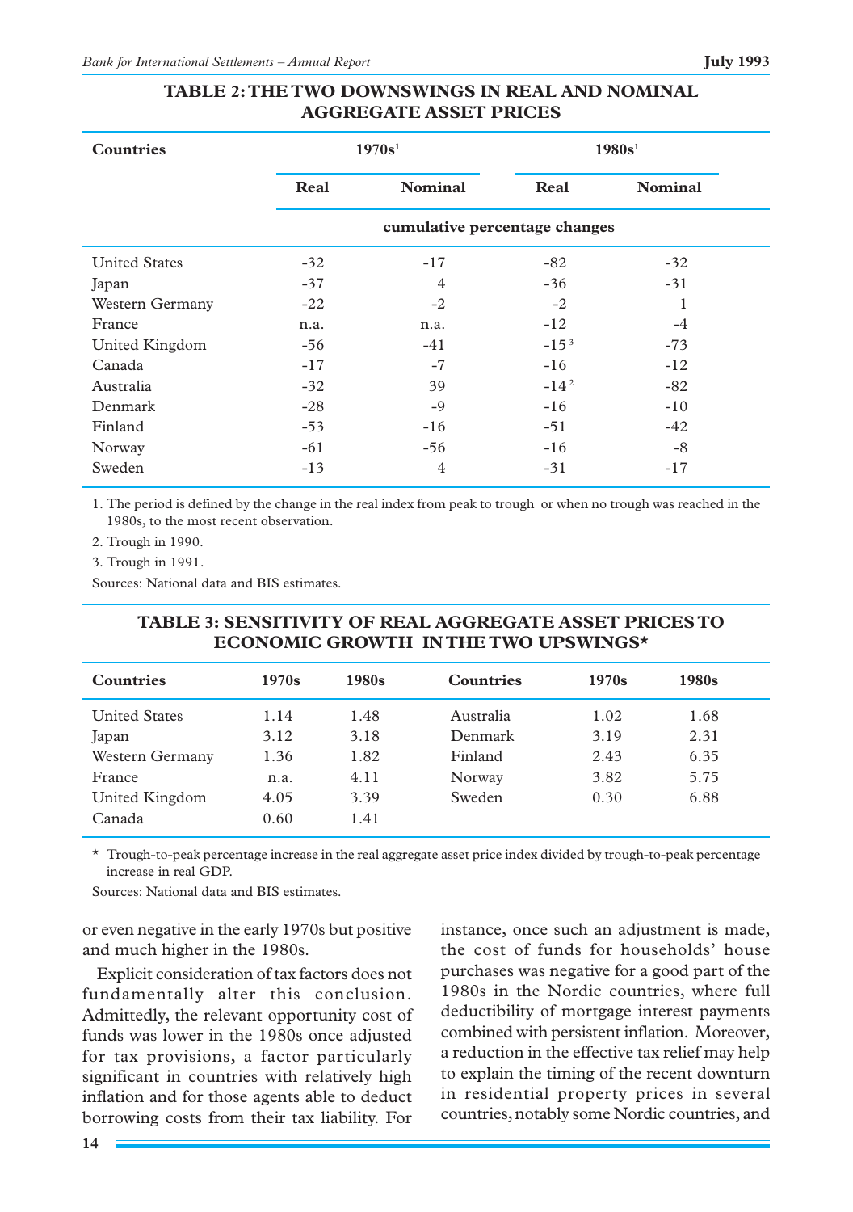## TABLE 2: THE TWO DOWNSWINGS IN REAL AND NOMINAL AGGREGATE ASSET PRICES

| Countries | 1970s[1] | | 1980s[1] | |
|---|---|---|---|---|
| | Real | Nominal | Real | Nominal |
| | cumulative percentage changes | | | |
| United States | -32 | -17 | -82 | -32 |
| Japan | -37 | 4 | -36 | -31 |
| Western Germany | -22 | -2 | -2 | 1 |
| France | n.a. | n.a. | -12 | -4 |
| United Kingdom | -56 | -41 | -15[3] | -73 |
| Canada | -17 | -7 | -16 | -12 |
| Australia | -32 | 39 | -14[2] | -82 |
| Denmark | -28 | -9 | -16 | -10 |
| Finland | -53 | -16 | -51 | -42 |
| Norway | -61 | -56 | -16 | -8 |
| Sweden | -13 | 4 | -31 | -17 |

1. The period is defined by the change in the real index from peak to trough or when no trough was reached in the 1980s, to the most recent observation.

2. Trough in 1990.

3. Trough in 1991.

Sources: National data and BIS estimates.

## TABLE 3: SENSITIVITY OF REAL AGGREGATE ASSET PRICES TO ECONOMIC GROWTH IN THE TWO UPSWINGS*

| Countries | 1970s | 1980s | Countries | 1970s | 1980s |
|---|---|---|---|---|---|
| United States | 1.14 | 1.48 | Australia | 1.02 | 1.68 |
| Japan | 3.12 | 3.18 | Denmark | 3.19 | 2.31 |
| Western Germany | 1.36 | 1.82 | Finland | 2.43 | 6.35 |
| France | n.a. | 4.11 | Norway | 3.82 | 5.75 |
| United Kingdom | 4.05 | 3.39 | Sweden | 0.30 | 6.88 |
| Canada | 0.60 | 1.41 | | | |

\* Trough-to-peak percentage increase in the real aggregate asset price index divided by trough-to-peak percentage increase in real GDP.

Sources: National data and BIS estimates.

or even negative in the early 1970s but positive and much higher in the 1980s.

Explicit consideration of tax factors does not fundamentally alter this conclusion. Admittedly, the relevant opportunity cost of funds was lower in the 1980s once adjusted for tax provisions, a factor particularly significant in countries with relatively high inflation and for those agents able to deduct borrowing costs from their tax liability. For instance, once such an adjustment is made, the cost of funds for households' house purchases was negative for a good part of the 1980s in the Nordic countries, where full deductibility of mortgage interest payments combined with persistent inflation. Moreover, a reduction in the effective tax relief may help to explain the timing of the recent downturn in residential property prices in several countries, notably some Nordic countries, and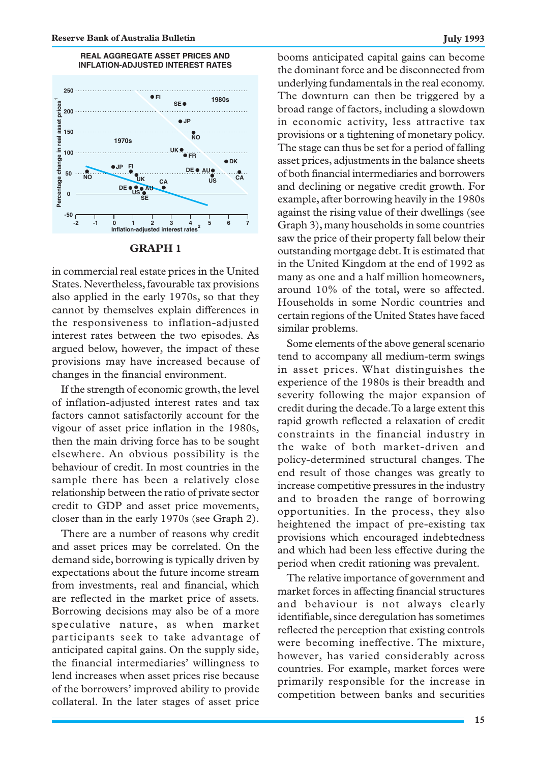REAL AGGREGATE ASSET PRICES AND INFLATION-ADJUSTED INTEREST RATES

Percentage change in real asset prices[1]

250
200
150
100
50
0
-50

FI
SE
1980s
JP
NO
1970s
UK
FR
DK
JP
FI
DE
AU
NO
CA
UK
US
CA
DE
AU
US
SE

-2 -1 0 1 2 3 4 5 6 7

Inflation-adjusted interest rates[2]

**GRAPH 1**

in commercial real estate prices in the United States. Nevertheless, favourable tax provisions also applied in the early 1970s, so that they cannot by themselves explain differences in the responsiveness to inflation-adjusted interest rates between the two episodes. As argued below, however, the impact of these provisions may have increased because of changes in the financial environment.

If the strength of economic growth, the level of inflation-adjusted interest rates and tax factors cannot satisfactorily account for the vigour of asset price inflation in the 1980s, then the main driving force has to be sought elsewhere. An obvious possibility is the behaviour of credit. In most countries in the sample there has been a relatively close relationship between the ratio of private sector credit to GDP and asset price movements, closer than in the early 1970s (see Graph 2).

There are a number of reasons why credit and asset prices may be correlated. On the demand side, borrowing is typically driven by expectations about the future income stream from investments, real and financial, which are reflected in the market price of assets. Borrowing decisions may also be of a more speculative nature, as when market participants seek to take advantage of anticipated capital gains. On the supply side, the financial intermediaries' willingness to lend increases when asset prices rise because of the borrowers' improved ability to provide collateral. In the later stages of asset price booms anticipated capital gains can become the dominant force and be disconnected from underlying fundamentals in the real economy. The downturn can then be triggered by a broad range of factors, including a slowdown in economic activity, less attractive tax provisions or a tightening of monetary policy. The stage can thus be set for a period of falling asset prices, adjustments in the balance sheets of both financial intermediaries and borrowers and declining or negative credit growth. For example, after borrowing heavily in the 1980s against the rising value of their dwellings (see Graph 3), many households in some countries saw the price of their property fall below their outstanding mortgage debt. It is estimated that in the United Kingdom at the end of 1992 as many as one and a half million homeowners, around 10% of the total, were so affected. Households in some Nordic countries and certain regions of the United States have faced similar problems.

Some elements of the above general scenario tend to accompany all medium-term swings in asset prices. What distinguishes the experience of the 1980s is their breadth and severity following the major expansion of credit during the decade. To a large extent this rapid growth reflected a relaxation of credit constraints in the financial industry in the wake of both market-driven and policy-determined structural changes. The end result of those changes was greatly to increase competitive pressures in the industry and to broaden the range of borrowing opportunities. In the process, they also heightened the impact of pre-existing tax provisions which encouraged indebtedness and which had been less effective during the period when credit rationing was prevalent.

The relative importance of government and market forces in affecting financial structures and behaviour is not always clearly identifiable, since deregulation has sometimes reflected the perception that existing controls were becoming ineffective. The mixture, however, has varied considerably across countries. For example, market forces were primarily responsible for the increase in competition between banks and securities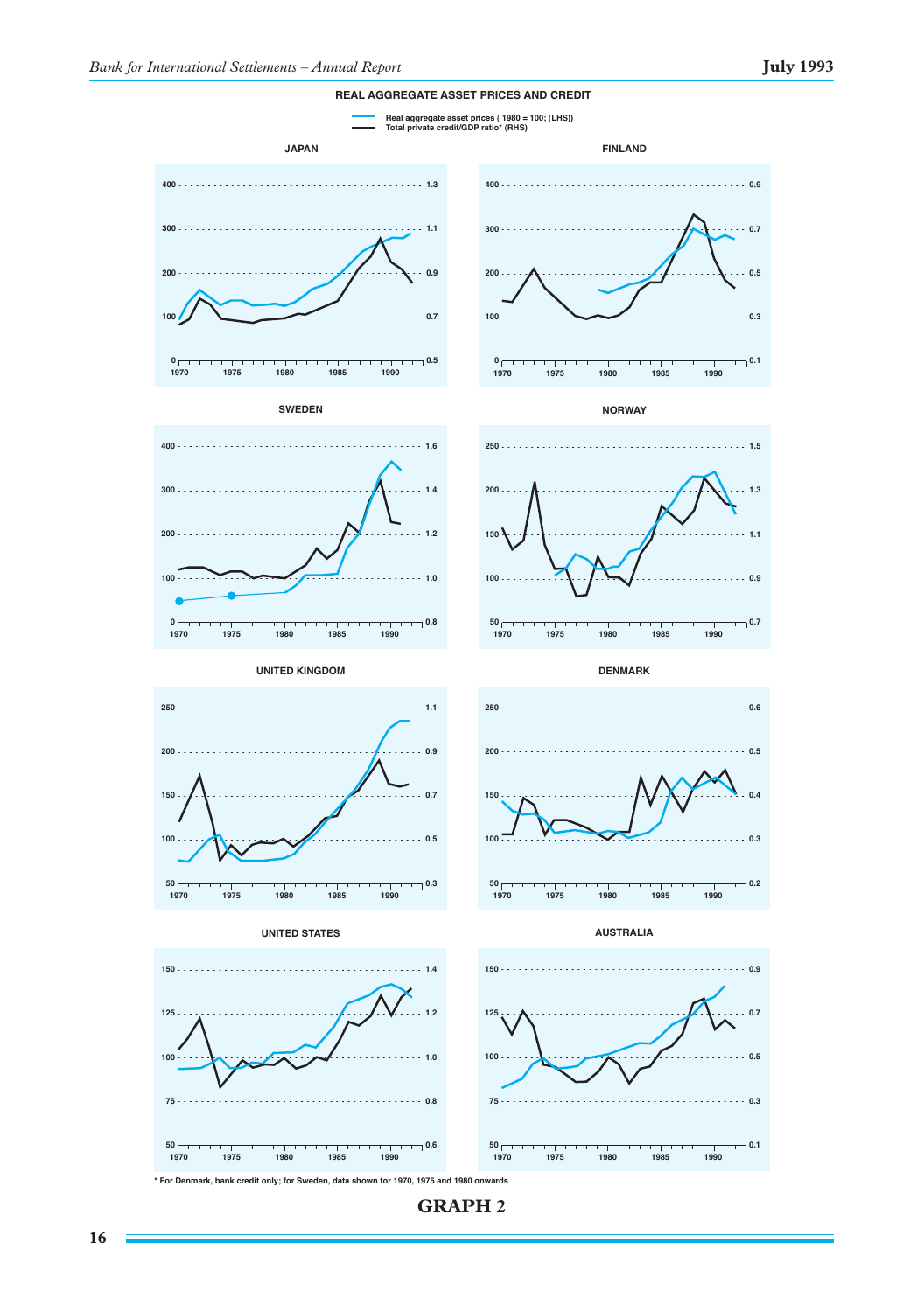REAL AGGREGATE ASSET PRICES AND CREDIT

Real aggregate asset prices ( 1980 = 100; (LHS))
Total private credit/GDP ratio* (RHS)

JAPAN

400 300 200 100 0
1.3 1.1 0.9 0.7 0.5
1970 1975 1980 1985 1990

FINLAND

400 300 200 100 0
0.9 0.7 0.5 0.3 0.1
1970 1975 1980 1985 1990

SWEDEN

400 300 200 100 0
1.6 1.4 1.2 1.0 0.8
1970 1975 1980 1985 1990

NORWAY

250 200 150 100 50
1.5 1.3 1.1 0.9 0.7
1970 1975 1980 1985 1990

UNITED KINGDOM

250 200 150 100 50
1.1 0.9 0.7 0.5 0.3
1970 1975 1980 1985 1990

DENMARK

250 200 150 100 50
0.6 0.5 0.4 0.3 0.2
1970 1975 1980 1985 1990

UNITED STATES

150 125 100 75 50
1.4 1.2 1.0 0.8 0.6
1970 1975 1980 1985 1990

AUSTRALIA

150 125 100 75 50
0.9 0.7 0.5 0.3 0.1
1970 1975 1980 1985 1990

* For Denmark, bank credit only; for Sweden, data shown for 1970, 1975 and 1980 onwards

**GRAPH 2**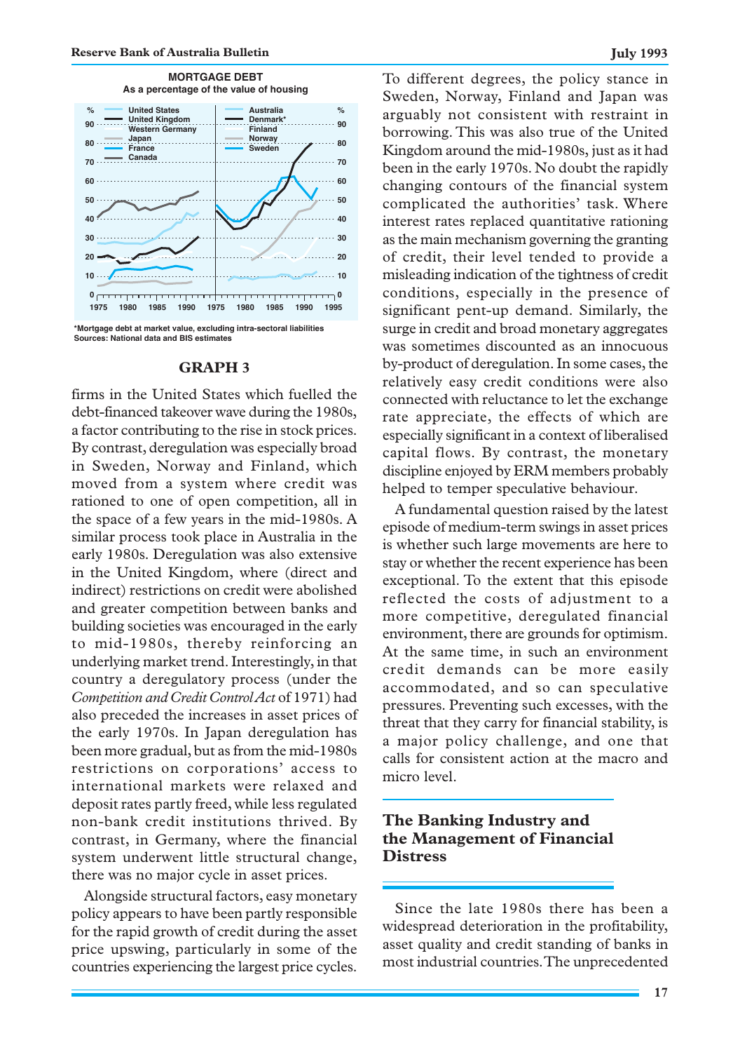**MORTGAGE DEBT**
As a percentage of the value of housing

United States
United Kingdom
Western Germany
Japan
France
Canada

Australia
Denmark*
Finland
Norway
Sweden

%
90
80
70
60
50
40
30
20
10
0

1975 1980 1985 1990 1975 1980 1985 1990 1995

*Mortgage debt at market value, excluding intra-sectoral liabilities
Sources: National data and BIS estimates

**GRAPH 3**

firms in the United States which fuelled the debt-financed takeover wave during the 1980s, a factor contributing to the rise in stock prices. By contrast, deregulation was especially broad in Sweden, Norway and Finland, which moved from a system where credit was rationed to one of open competition, all in the space of a few years in the mid-1980s. A similar process took place in Australia in the early 1980s. Deregulation was also extensive in the United Kingdom, where (direct and indirect) restrictions on credit were abolished and greater competition between banks and building societies was encouraged in the early to mid-1980s, thereby reinforcing an underlying market trend. Interestingly, in that country a deregulatory process (under the *Competition and Credit Control Act* of 1971) had also preceded the increases in asset prices of the early 1970s. In Japan deregulation has been more gradual, but as from the mid-1980s restrictions on corporations' access to international markets were relaxed and deposit rates partly freed, while less regulated non-bank credit institutions thrived. By contrast, in Germany, where the financial system underwent little structural change, there was no major cycle in asset prices.

Alongside structural factors, easy monetary policy appears to have been partly responsible for the rapid growth of credit during the asset price upswing, particularly in some of the countries experiencing the largest price cycles. To different degrees, the policy stance in Sweden, Norway, Finland and Japan was arguably not consistent with restraint in borrowing. This was also true of the United Kingdom around the mid-1980s, just as it had been in the early 1970s. No doubt the rapidly changing contours of the financial system complicated the authorities' task. Where interest rates replaced quantitative rationing as the main mechanism governing the granting of credit, their level tended to provide a misleading indication of the tightness of credit conditions, especially in the presence of significant pent-up demand. Similarly, the surge in credit and broad monetary aggregates was sometimes discounted as an innocuous by-product of deregulation. In some cases, the relatively easy credit conditions were also connected with reluctance to let the exchange rate appreciate, the effects of which are especially significant in a context of liberalised capital flows. By contrast, the monetary discipline enjoyed by ERM members probably helped to temper speculative behaviour.

A fundamental question raised by the latest episode of medium-term swings in asset prices is whether such large movements are here to stay or whether the recent experience has been exceptional. To the extent that this episode reflected the costs of adjustment to a more competitive, deregulated financial environment, there are grounds for optimism. At the same time, in such an environment credit demands can be more easily accommodated, and so can speculative pressures. Preventing such excesses, with the threat that they carry for financial stability, is a major policy challenge, and one that calls for consistent action at the macro and micro level.

## The Banking Industry and the Management of Financial Distress

Since the late 1980s there has been a widespread deterioration in the profitability, asset quality and credit standing of banks in most industrial countries. The unprecedented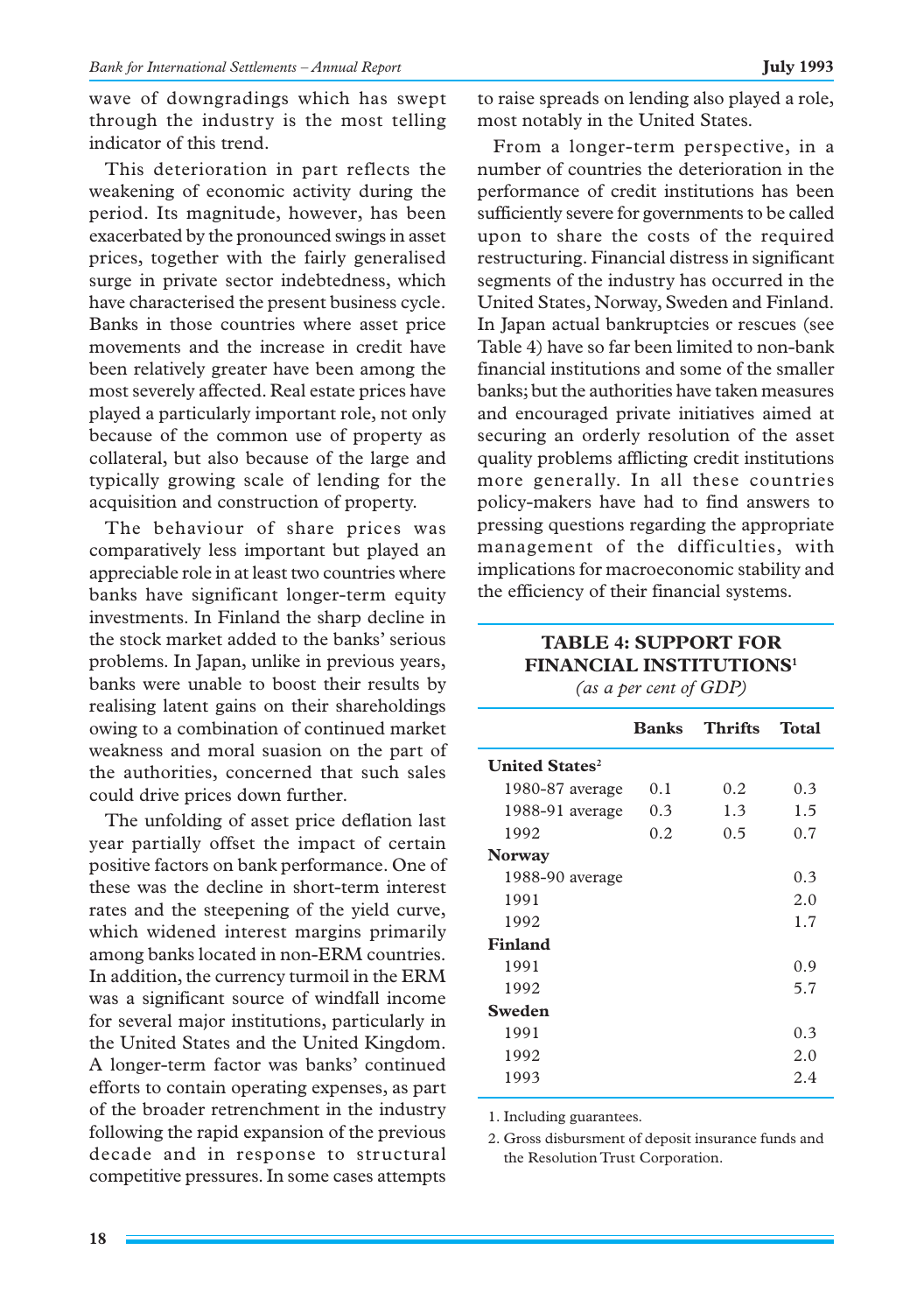wave of downgradings which has swept through the industry is the most telling indicator of this trend.

This deterioration in part reflects the weakening of economic activity during the period. Its magnitude, however, has been exacerbated by the pronounced swings in asset prices, together with the fairly generalised surge in private sector indebtedness, which have characterised the present business cycle. Banks in those countries where asset price movements and the increase in credit have been relatively greater have been among the most severely affected. Real estate prices have played a particularly important role, not only because of the common use of property as collateral, but also because of the large and typically growing scale of lending for the acquisition and construction of property.

The behaviour of share prices was comparatively less important but played an appreciable role in at least two countries where banks have significant longer-term equity investments. In Finland the sharp decline in the stock market added to the banks' serious problems. In Japan, unlike in previous years, banks were unable to boost their results by realising latent gains on their shareholdings owing to a combination of continued market weakness and moral suasion on the part of the authorities, concerned that such sales could drive prices down further.

The unfolding of asset price deflation last year partially offset the impact of certain positive factors on bank performance. One of these was the decline in short-term interest rates and the steepening of the yield curve, which widened interest margins primarily among banks located in non-ERM countries. In addition, the currency turmoil in the ERM was a significant source of windfall income for several major institutions, particularly in the United States and the United Kingdom. A longer-term factor was banks' continued efforts to contain operating expenses, as part of the broader retrenchment in the industry following the rapid expansion of the previous decade and in response to structural competitive pressures. In some cases attempts to raise spreads on lending also played a role, most notably in the United States.

From a longer-term perspective, in a number of countries the deterioration in the performance of credit institutions has been sufficiently severe for governments to be called upon to share the costs of the required restructuring. Financial distress in significant segments of the industry has occurred in the United States, Norway, Sweden and Finland. In Japan actual bankruptcies or rescues (see Table 4) have so far been limited to non-bank financial institutions and some of the smaller banks; but the authorities have taken measures and encouraged private initiatives aimed at securing an orderly resolution of the asset quality problems afflicting credit institutions more generally. In all these countries policy-makers have had to find answers to pressing questions regarding the appropriate management of the difficulties, with implications for macroeconomic stability and the efficiency of their financial systems.

**TABLE 4: SUPPORT FOR FINANCIAL INSTITUTIONS[1]**
*(as a per cent of GDP)*

| | Banks | Thrifts | Total |
|---|---|---|---|
| **United States[2]** | | | |
| 1980-87 average | 0.1 | 0.2 | 0.3 |
| 1988-91 average | 0.3 | 1.3 | 1.5 |
| 1992 | 0.2 | 0.5 | 0.7 |
| **Norway** | | | |
| 1988-90 average | | | 0.3 |
| 1991 | | | 2.0 |
| 1992 | | | 1.7 |
| **Finland** | | | |
| 1991 | | | 0.9 |
| 1992 | | | 5.7 |
| **Sweden** | | | |
| 1991 | | | 0.3 |
| 1992 | | | 2.0 |
| 1993 | | | 2.4 |

1. Including guarantees.
2. Gross disbursment of deposit insurance funds and the Resolution Trust Corporation.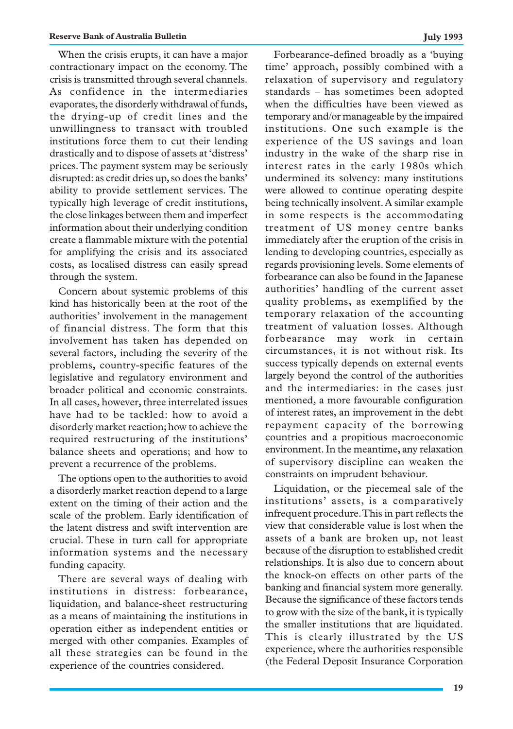When the crisis erupts, it can have a major contractionary impact on the economy. The crisis is transmitted through several channels. As confidence in the intermediaries evaporates, the disorderly withdrawal of funds, the drying-up of credit lines and the unwillingness to transact with troubled institutions force them to cut their lending drastically and to dispose of assets at 'distress' prices. The payment system may be seriously disrupted: as credit dries up, so does the banks' ability to provide settlement services. The typically high leverage of credit institutions, the close linkages between them and imperfect information about their underlying condition create a flammable mixture with the potential for amplifying the crisis and its associated costs, as localised distress can easily spread through the system.

Concern about systemic problems of this kind has historically been at the root of the authorities' involvement in the management of financial distress. The form that this involvement has taken has depended on several factors, including the severity of the problems, country-specific features of the legislative and regulatory environment and broader political and economic constraints. In all cases, however, three interrelated issues have had to be tackled: how to avoid a disorderly market reaction; how to achieve the required restructuring of the institutions' balance sheets and operations; and how to prevent a recurrence of the problems.

The options open to the authorities to avoid a disorderly market reaction depend to a large extent on the timing of their action and the scale of the problem. Early identification of the latent distress and swift intervention are crucial. These in turn call for appropriate information systems and the necessary funding capacity.

There are several ways of dealing with institutions in distress: forbearance, liquidation, and balance-sheet restructuring as a means of maintaining the institutions in operation either as independent entities or merged with other companies. Examples of all these strategies can be found in the experience of the countries considered.

Forbearance-defined broadly as a 'buying time' approach, possibly combined with a relaxation of supervisory and regulatory standards – has sometimes been adopted when the difficulties have been viewed as temporary and/or manageable by the impaired institutions. One such example is the experience of the US savings and loan industry in the wake of the sharp rise in interest rates in the early 1980s which undermined its solvency: many institutions were allowed to continue operating despite being technically insolvent. A similar example in some respects is the accommodating treatment of US money centre banks immediately after the eruption of the crisis in lending to developing countries, especially as regards provisioning levels. Some elements of forbearance can also be found in the Japanese authorities' handling of the current asset quality problems, as exemplified by the temporary relaxation of the accounting treatment of valuation losses. Although forbearance may work in certain circumstances, it is not without risk. Its success typically depends on external events largely beyond the control of the authorities and the intermediaries: in the cases just mentioned, a more favourable configuration of interest rates, an improvement in the debt repayment capacity of the borrowing countries and a propitious macroeconomic environment. In the meantime, any relaxation of supervisory discipline can weaken the constraints on imprudent behaviour.

Liquidation, or the piecemeal sale of the institutions' assets, is a comparatively infrequent procedure. This in part reflects the view that considerable value is lost when the assets of a bank are broken up, not least because of the disruption to established credit relationships. It is also due to concern about the knock-on effects on other parts of the banking and financial system more generally. Because the significance of these factors tends to grow with the size of the bank, it is typically the smaller institutions that are liquidated. This is clearly illustrated by the US experience, where the authorities responsible (the Federal Deposit Insurance Corporation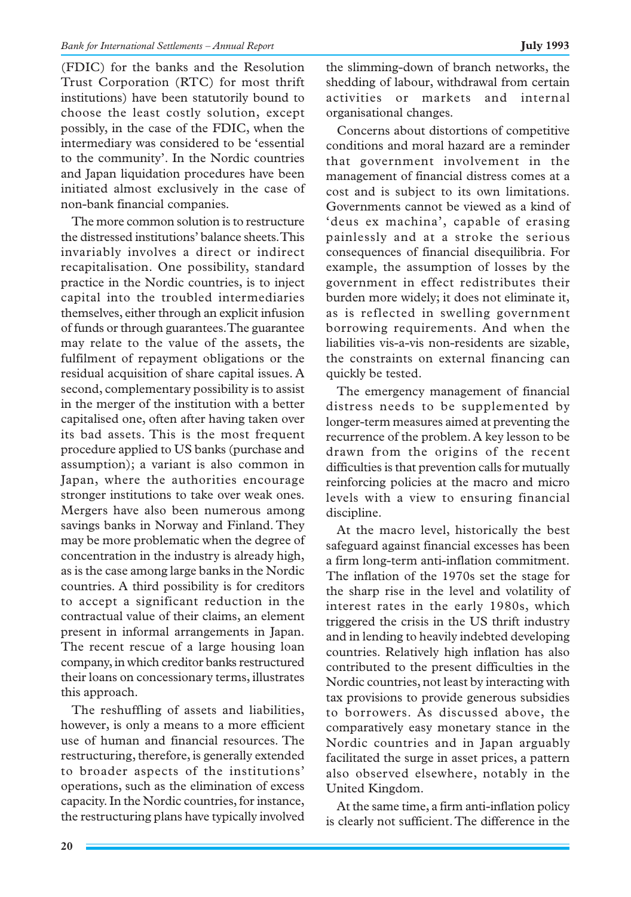(FDIC) for the banks and the Resolution Trust Corporation (RTC) for most thrift institutions) have been statutorily bound to choose the least costly solution, except possibly, in the case of the FDIC, when the intermediary was considered to be 'essential to the community'. In the Nordic countries and Japan liquidation procedures have been initiated almost exclusively in the case of non-bank financial companies.

The more common solution is to restructure the distressed institutions' balance sheets. This invariably involves a direct or indirect recapitalisation. One possibility, standard practice in the Nordic countries, is to inject capital into the troubled intermediaries themselves, either through an explicit infusion of funds or through guarantees. The guarantee may relate to the value of the assets, the fulfilment of repayment obligations or the residual acquisition of share capital issues. A second, complementary possibility is to assist in the merger of the institution with a better capitalised one, often after having taken over its bad assets. This is the most frequent procedure applied to US banks (purchase and assumption); a variant is also common in Japan, where the authorities encourage stronger institutions to take over weak ones. Mergers have also been numerous among savings banks in Norway and Finland. They may be more problematic when the degree of concentration in the industry is already high, as is the case among large banks in the Nordic countries. A third possibility is for creditors to accept a significant reduction in the contractual value of their claims, an element present in informal arrangements in Japan. The recent rescue of a large housing loan company, in which creditor banks restructured their loans on concessionary terms, illustrates this approach.

The reshuffling of assets and liabilities, however, is only a means to a more efficient use of human and financial resources. The restructuring, therefore, is generally extended to broader aspects of the institutions' operations, such as the elimination of excess capacity. In the Nordic countries, for instance, the restructuring plans have typically involved the slimming-down of branch networks, the shedding of labour, withdrawal from certain activities or markets and internal organisational changes.

Concerns about distortions of competitive conditions and moral hazard are a reminder that government involvement in the management of financial distress comes at a cost and is subject to its own limitations. Governments cannot be viewed as a kind of 'deus ex machina', capable of erasing painlessly and at a stroke the serious consequences of financial disequilibria. For example, the assumption of losses by the government in effect redistributes their burden more widely; it does not eliminate it, as is reflected in swelling government borrowing requirements. And when the liabilities vis-a-vis non-residents are sizable, the constraints on external financing can quickly be tested.

The emergency management of financial distress needs to be supplemented by longer-term measures aimed at preventing the recurrence of the problem. A key lesson to be drawn from the origins of the recent difficulties is that prevention calls for mutually reinforcing policies at the macro and micro levels with a view to ensuring financial discipline.

At the macro level, historically the best safeguard against financial excesses has been a firm long-term anti-inflation commitment. The inflation of the 1970s set the stage for the sharp rise in the level and volatility of interest rates in the early 1980s, which triggered the crisis in the US thrift industry and in lending to heavily indebted developing countries. Relatively high inflation has also contributed to the present difficulties in the Nordic countries, not least by interacting with tax provisions to provide generous subsidies to borrowers. As discussed above, the comparatively easy monetary stance in the Nordic countries and in Japan arguably facilitated the surge in asset prices, a pattern also observed elsewhere, notably in the United Kingdom.

At the same time, a firm anti-inflation policy is clearly not sufficient. The difference in the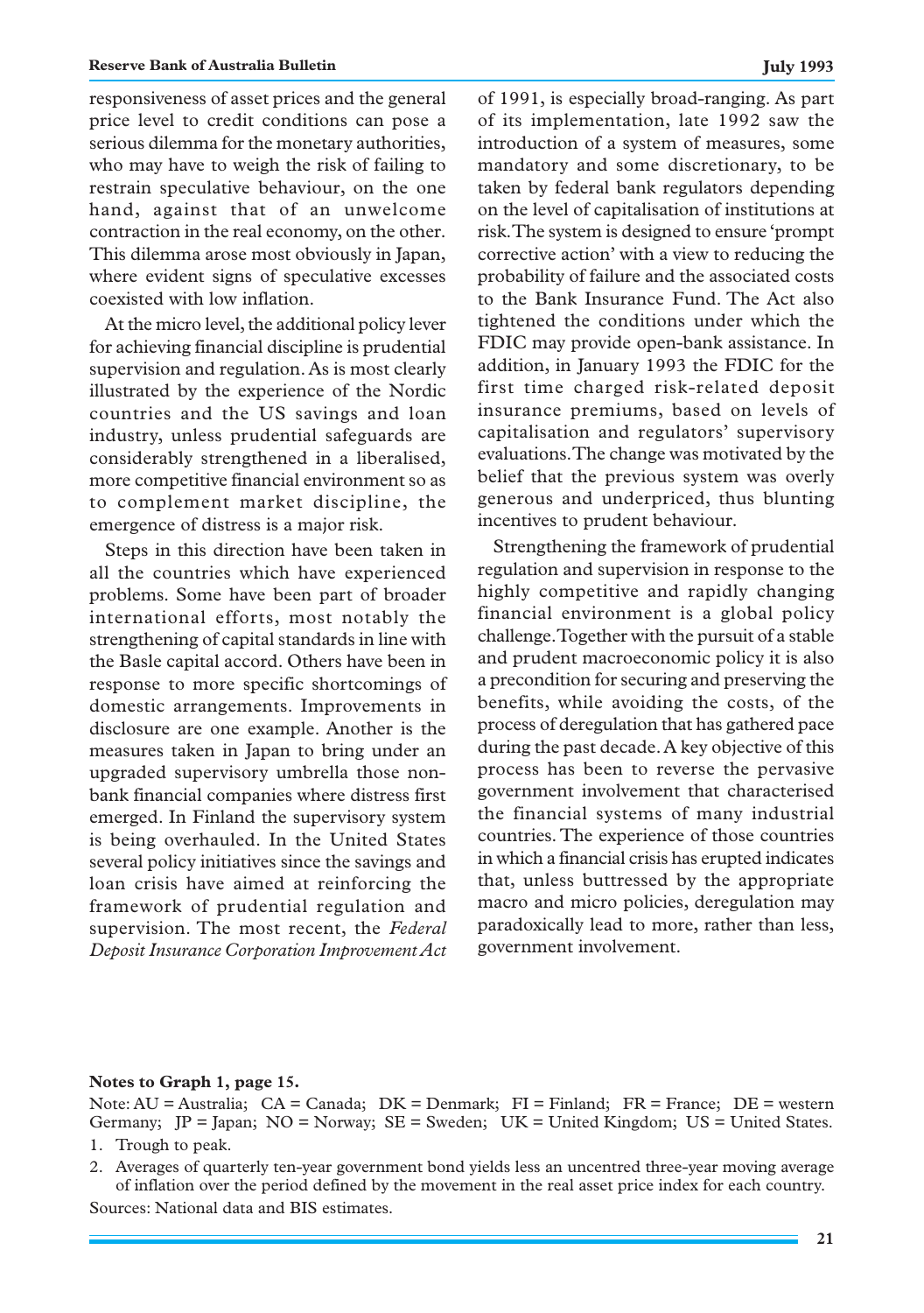responsiveness of asset prices and the general price level to credit conditions can pose a serious dilemma for the monetary authorities, who may have to weigh the risk of failing to restrain speculative behaviour, on the one hand, against that of an unwelcome contraction in the real economy, on the other. This dilemma arose most obviously in Japan, where evident signs of speculative excesses coexisted with low inflation.

At the micro level, the additional policy lever for achieving financial discipline is prudential supervision and regulation. As is most clearly illustrated by the experience of the Nordic countries and the US savings and loan industry, unless prudential safeguards are considerably strengthened in a liberalised, more competitive financial environment so as to complement market discipline, the emergence of distress is a major risk.

Steps in this direction have been taken in all the countries which have experienced problems. Some have been part of broader international efforts, most notably the strengthening of capital standards in line with the Basle capital accord. Others have been in response to more specific shortcomings of domestic arrangements. Improvements in disclosure are one example. Another is the measures taken in Japan to bring under an upgraded supervisory umbrella those non-bank financial companies where distress first emerged. In Finland the supervisory system is being overhauled. In the United States several policy initiatives since the savings and loan crisis have aimed at reinforcing the framework of prudential regulation and supervision. The most recent, the *Federal Deposit Insurance Corporation Improvement Act* of 1991, is especially broad-ranging. As part of its implementation, late 1992 saw the introduction of a system of measures, some mandatory and some discretionary, to be taken by federal bank regulators depending on the level of capitalisation of institutions at risk. The system is designed to ensure 'prompt corrective action' with a view to reducing the probability of failure and the associated costs to the Bank Insurance Fund. The Act also tightened the conditions under which the FDIC may provide open-bank assistance. In addition, in January 1993 the FDIC for the first time charged risk-related deposit insurance premiums, based on levels of capitalisation and regulators' supervisory evaluations. The change was motivated by the belief that the previous system was overly generous and underpriced, thus blunting incentives to prudent behaviour.

Strengthening the framework of prudential regulation and supervision in response to the highly competitive and rapidly changing financial environment is a global policy challenge. Together with the pursuit of a stable and prudent macroeconomic policy it is also a precondition for securing and preserving the benefits, while avoiding the costs, of the process of deregulation that has gathered pace during the past decade. A key objective of this process has been to reverse the pervasive government involvement that characterised the financial systems of many industrial countries. The experience of those countries in which a financial crisis has erupted indicates that, unless buttressed by the appropriate macro and micro policies, deregulation may paradoxically lead to more, rather than less, government involvement.

**Notes to Graph 1, page 15.**

Note: AU = Australia; CA = Canada; DK = Denmark; FI = Finland; FR = France; DE = western Germany; JP = Japan; NO = Norway; SE = Sweden; UK = United Kingdom; US = United States.

1. Trough to peak.
2. Averages of quarterly ten-year government bond yields less an uncentred three-year moving average of inflation over the period defined by the movement in the real asset price index for each country.

Sources: National data and BIS estimates.